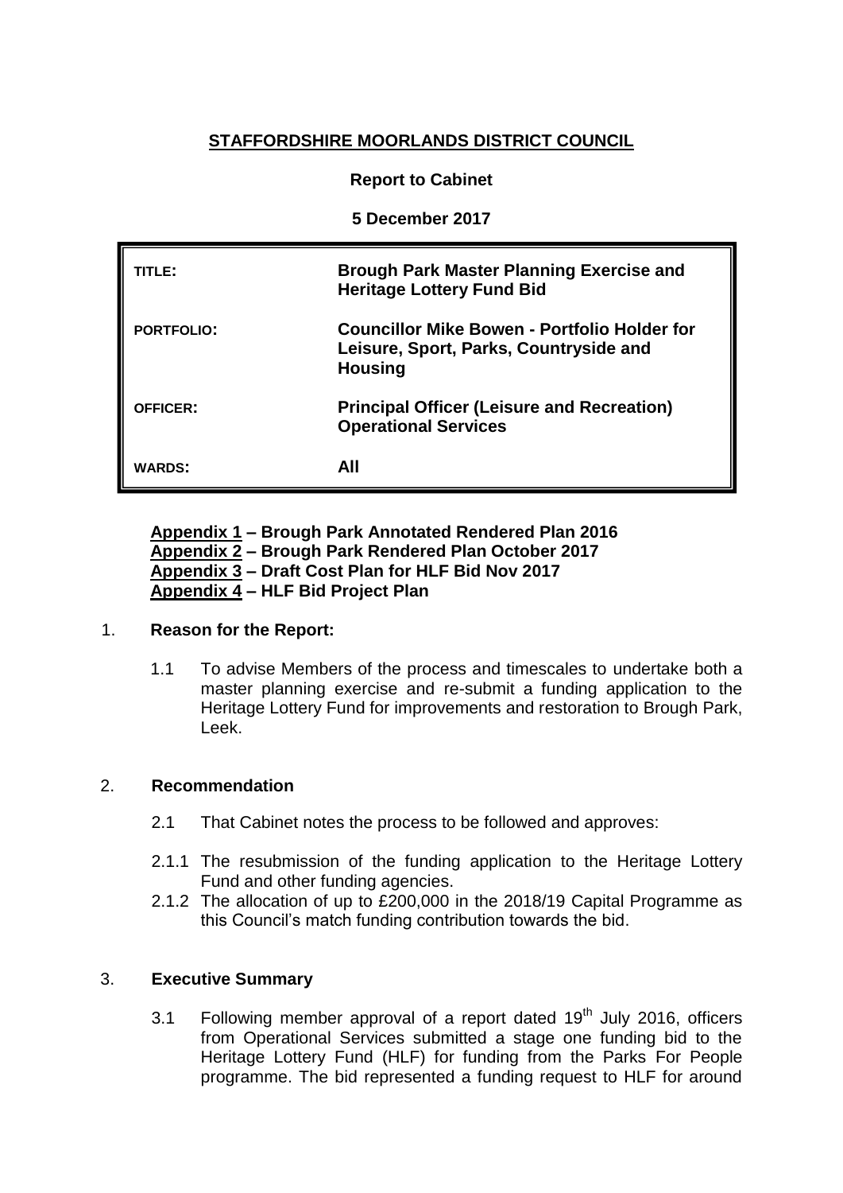**STAFFORDSHIRE MOORLANDS DISTRICT COUNCIL**

**Report to Cabinet**

**5 December 2017**

| | |
|---|---|
| **TITLE:** | **Brough Park Master Planning Exercise and Heritage Lottery Fund Bid** |
| **PORTFOLIO:** | **Councillor Mike Bowen - Portfolio Holder for Leisure, Sport, Parks, Countryside and Housing** |
| **OFFICER:** | **Principal Officer (Leisure and Recreation) Operational Services** |
| **WARDS:** | **All** |

**Appendix 1 – Brough Park Annotated Rendered Plan 2016**
**Appendix 2 – Brough Park Rendered Plan October 2017**
**Appendix 3 – Draft Cost Plan for HLF Bid Nov 2017**
**Appendix 4 – HLF Bid Project Plan**

## 1. Reason for the Report:

1.1 To advise Members of the process and timescales to undertake both a master planning exercise and re-submit a funding application to the Heritage Lottery Fund for improvements and restoration to Brough Park, Leek.

## 2. Recommendation

2.1 That Cabinet notes the process to be followed and approves:

2.1.1 The resubmission of the funding application to the Heritage Lottery Fund and other funding agencies.

2.1.2 The allocation of up to £200,000 in the 2018/19 Capital Programme as this Council's match funding contribution towards the bid.

## 3. Executive Summary

3.1 Following member approval of a report dated 19th July 2016, officers from Operational Services submitted a stage one funding bid to the Heritage Lottery Fund (HLF) for funding from the Parks For People programme. The bid represented a funding request to HLF for around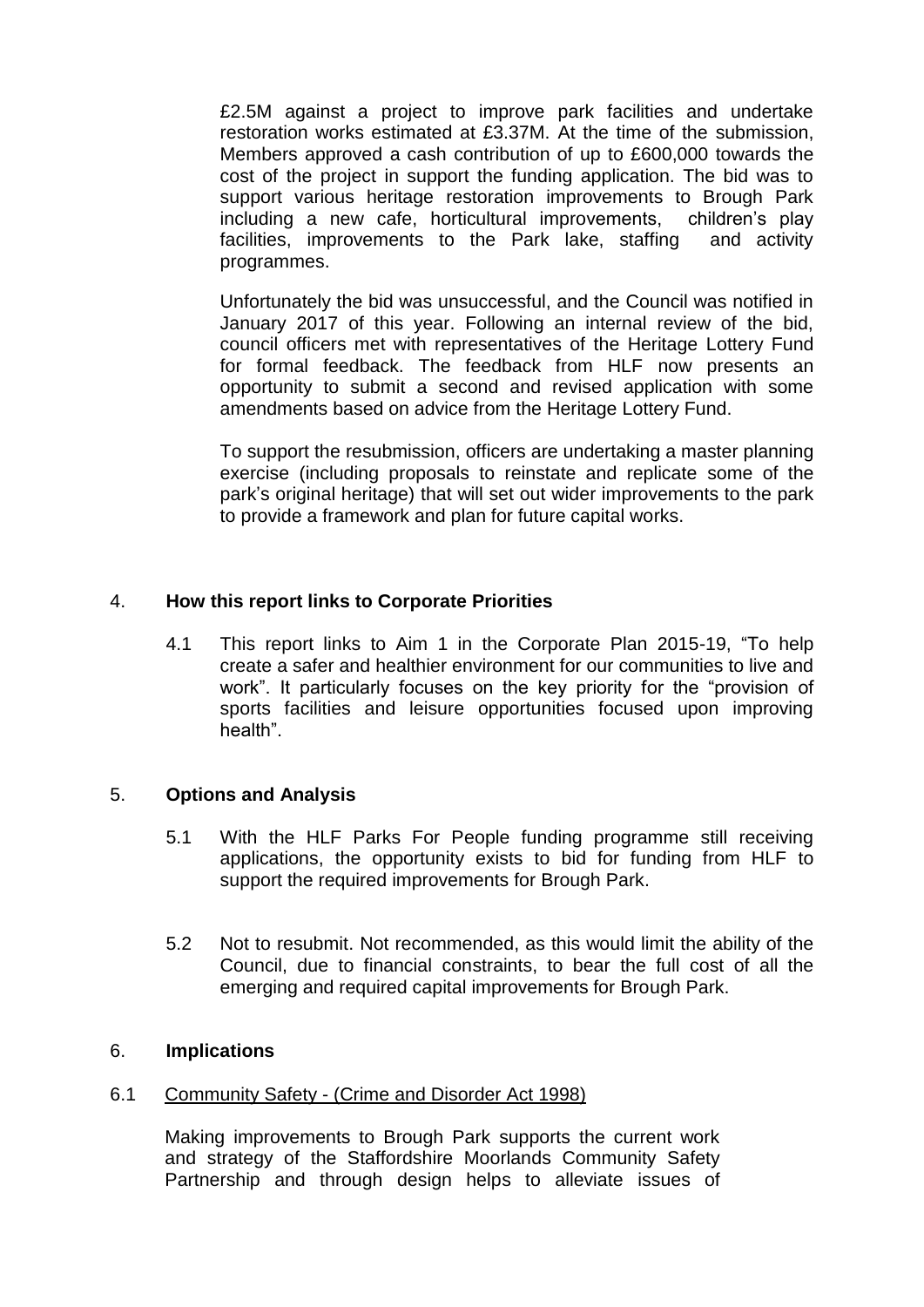£2.5M against a project to improve park facilities and undertake restoration works estimated at £3.37M. At the time of the submission, Members approved a cash contribution of up to £600,000 towards the cost of the project in support the funding application. The bid was to support various heritage restoration improvements to Brough Park including a new cafe, horticultural improvements, children's play facilities, improvements to the Park lake, staffing and activity programmes.

Unfortunately the bid was unsuccessful, and the Council was notified in January 2017 of this year. Following an internal review of the bid, council officers met with representatives of the Heritage Lottery Fund for formal feedback. The feedback from HLF now presents an opportunity to submit a second and revised application with some amendments based on advice from the Heritage Lottery Fund.

To support the resubmission, officers are undertaking a master planning exercise (including proposals to reinstate and replicate some of the park's original heritage) that will set out wider improvements to the park to provide a framework and plan for future capital works.

## 4. **How this report links to Corporate Priorities**

4.1 This report links to Aim 1 in the Corporate Plan 2015-19, "To help create a safer and healthier environment for our communities to live and work". It particularly focuses on the key priority for the "provision of sports facilities and leisure opportunities focused upon improving health".

## 5. **Options and Analysis**

5.1 With the HLF Parks For People funding programme still receiving applications, the opportunity exists to bid for funding from HLF to support the required improvements for Brough Park.

5.2 Not to resubmit. Not recommended, as this would limit the ability of the Council, due to financial constraints, to bear the full cost of all the emerging and required capital improvements for Brough Park.

## 6. **Implications**

6.1 Community Safety - (Crime and Disorder Act 1998)

Making improvements to Brough Park supports the current work and strategy of the Staffordshire Moorlands Community Safety Partnership and through design helps to alleviate issues of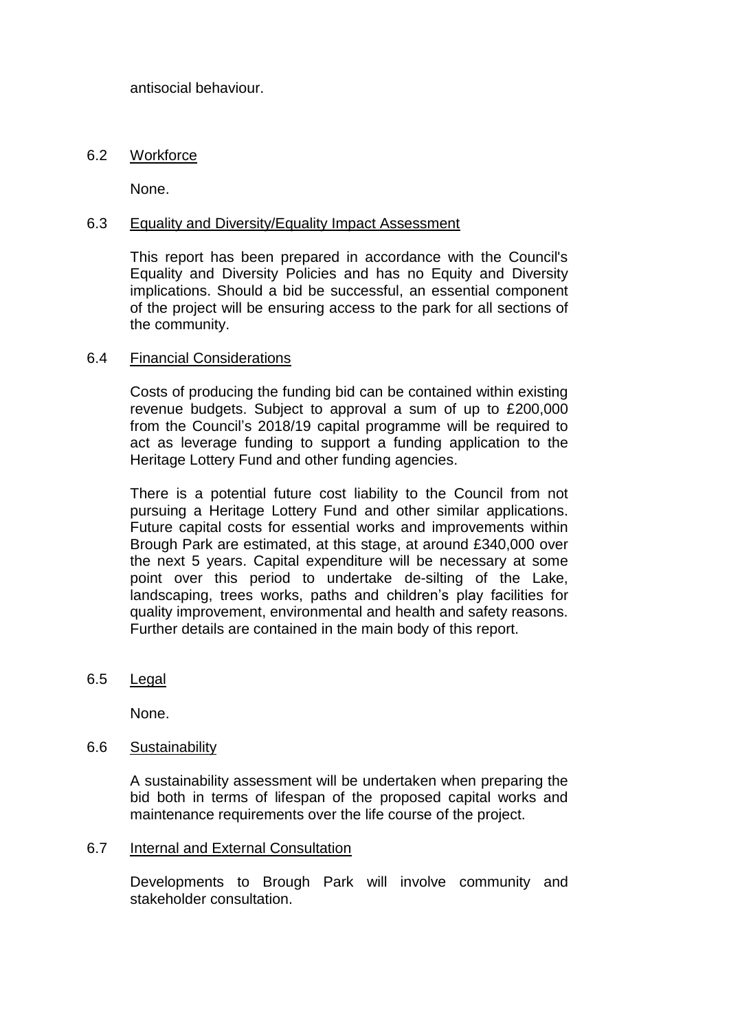antisocial behaviour.

6.2 Workforce

None.

6.3 Equality and Diversity/Equality Impact Assessment

This report has been prepared in accordance with the Council's Equality and Diversity Policies and has no Equity and Diversity implications. Should a bid be successful, an essential component of the project will be ensuring access to the park for all sections of the community.

6.4 Financial Considerations

Costs of producing the funding bid can be contained within existing revenue budgets. Subject to approval a sum of up to £200,000 from the Council's 2018/19 capital programme will be required to act as leverage funding to support a funding application to the Heritage Lottery Fund and other funding agencies.

There is a potential future cost liability to the Council from not pursuing a Heritage Lottery Fund and other similar applications. Future capital costs for essential works and improvements within Brough Park are estimated, at this stage, at around £340,000 over the next 5 years. Capital expenditure will be necessary at some point over this period to undertake de-silting of the Lake, landscaping, trees works, paths and children's play facilities for quality improvement, environmental and health and safety reasons. Further details are contained in the main body of this report.

6.5 Legal

None.

6.6 Sustainability

A sustainability assessment will be undertaken when preparing the bid both in terms of lifespan of the proposed capital works and maintenance requirements over the life course of the project.

6.7 Internal and External Consultation

Developments to Brough Park will involve community and stakeholder consultation.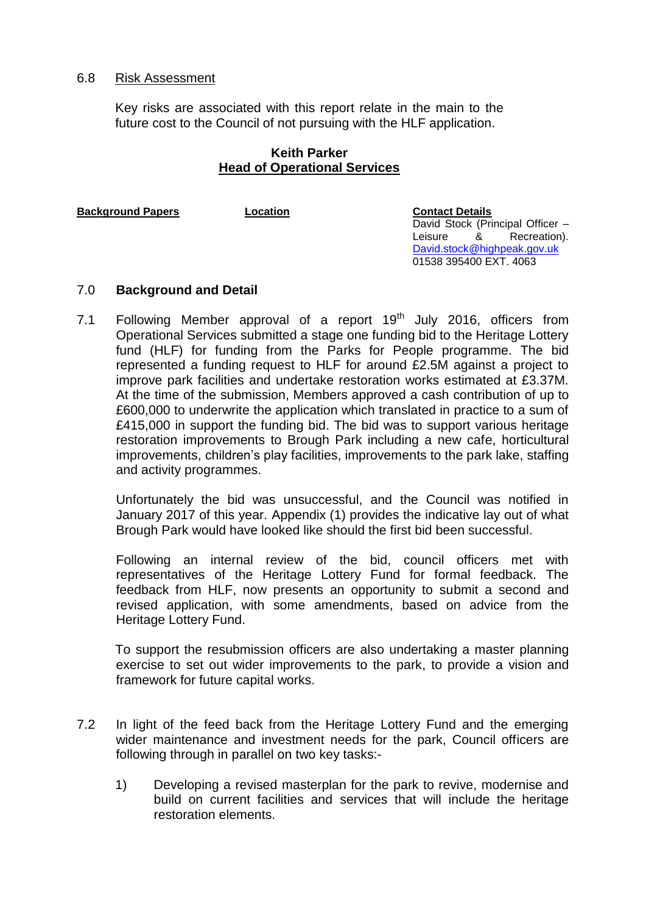6.8 Risk Assessment

Key risks are associated with this report relate in the main to the future cost to the Council of not pursuing with the HLF application.

**Keith Parker**
**Head of Operational Services**

| **Background Papers** | **Location** | **Contact Details** |
|---|---|---|
| | | David Stock (Principal Officer – Leisure & Recreation). David.stock@highpeak.gov.uk 01538 395400 EXT. 4063 |

## 7.0 Background and Detail

7.1 Following Member approval of a report 19th July 2016, officers from Operational Services submitted a stage one funding bid to the Heritage Lottery fund (HLF) for funding from the Parks for People programme. The bid represented a funding request to HLF for around £2.5M against a project to improve park facilities and undertake restoration works estimated at £3.37M. At the time of the submission, Members approved a cash contribution of up to £600,000 to underwrite the application which translated in practice to a sum of £415,000 in support the funding bid. The bid was to support various heritage restoration improvements to Brough Park including a new cafe, horticultural improvements, children's play facilities, improvements to the park lake, staffing and activity programmes.

Unfortunately the bid was unsuccessful, and the Council was notified in January 2017 of this year. Appendix (1) provides the indicative lay out of what Brough Park would have looked like should the first bid been successful.

Following an internal review of the bid, council officers met with representatives of the Heritage Lottery Fund for formal feedback. The feedback from HLF, now presents an opportunity to submit a second and revised application, with some amendments, based on advice from the Heritage Lottery Fund.

To support the resubmission officers are also undertaking a master planning exercise to set out wider improvements to the park, to provide a vision and framework for future capital works.

7.2 In light of the feed back from the Heritage Lottery Fund and the emerging wider maintenance and investment needs for the park, Council officers are following through in parallel on two key tasks:-

1) Developing a revised masterplan for the park to revive, modernise and build on current facilities and services that will include the heritage restoration elements.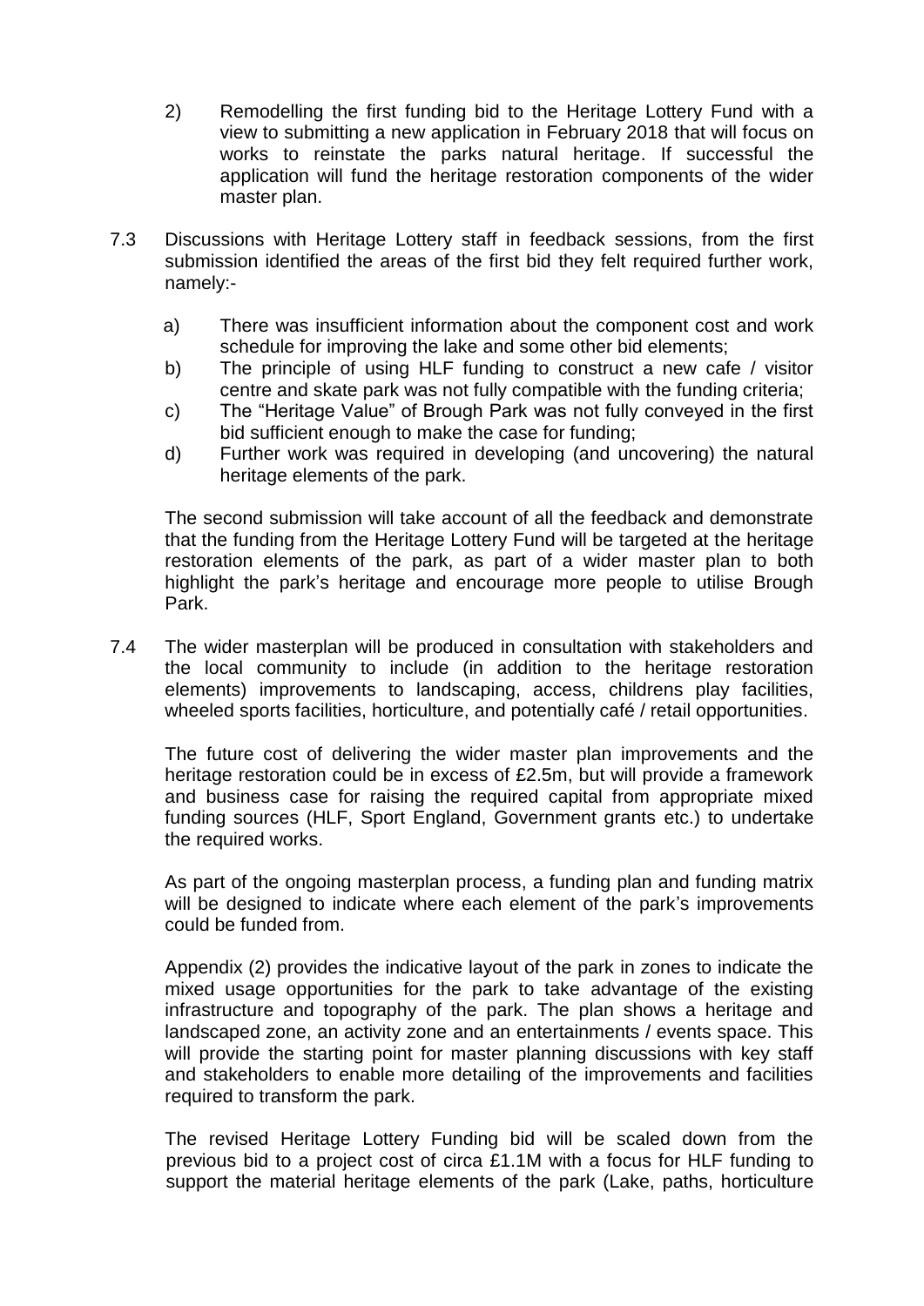2) Remodelling the first funding bid to the Heritage Lottery Fund with a view to submitting a new application in February 2018 that will focus on works to reinstate the parks natural heritage. If successful the application will fund the heritage restoration components of the wider master plan.

7.3 Discussions with Heritage Lottery staff in feedback sessions, from the first submission identified the areas of the first bid they felt required further work, namely:-

a) There was insufficient information about the component cost and work schedule for improving the lake and some other bid elements;
b) The principle of using HLF funding to construct a new cafe / visitor centre and skate park was not fully compatible with the funding criteria;
c) The "Heritage Value" of Brough Park was not fully conveyed in the first bid sufficient enough to make the case for funding;
d) Further work was required in developing (and uncovering) the natural heritage elements of the park.

The second submission will take account of all the feedback and demonstrate that the funding from the Heritage Lottery Fund will be targeted at the heritage restoration elements of the park, as part of a wider master plan to both highlight the park's heritage and encourage more people to utilise Brough Park.

7.4 The wider masterplan will be produced in consultation with stakeholders and the local community to include (in addition to the heritage restoration elements) improvements to landscaping, access, childrens play facilities, wheeled sports facilities, horticulture, and potentially café / retail opportunities.

The future cost of delivering the wider master plan improvements and the heritage restoration could be in excess of £2.5m, but will provide a framework and business case for raising the required capital from appropriate mixed funding sources (HLF, Sport England, Government grants etc.) to undertake the required works.

As part of the ongoing masterplan process, a funding plan and funding matrix will be designed to indicate where each element of the park's improvements could be funded from.

Appendix (2) provides the indicative layout of the park in zones to indicate the mixed usage opportunities for the park to take advantage of the existing infrastructure and topography of the park. The plan shows a heritage and landscaped zone, an activity zone and an entertainments / events space. This will provide the starting point for master planning discussions with key staff and stakeholders to enable more detailing of the improvements and facilities required to transform the park.

The revised Heritage Lottery Funding bid will be scaled down from the previous bid to a project cost of circa £1.1M with a focus for HLF funding to support the material heritage elements of the park (Lake, paths, horticulture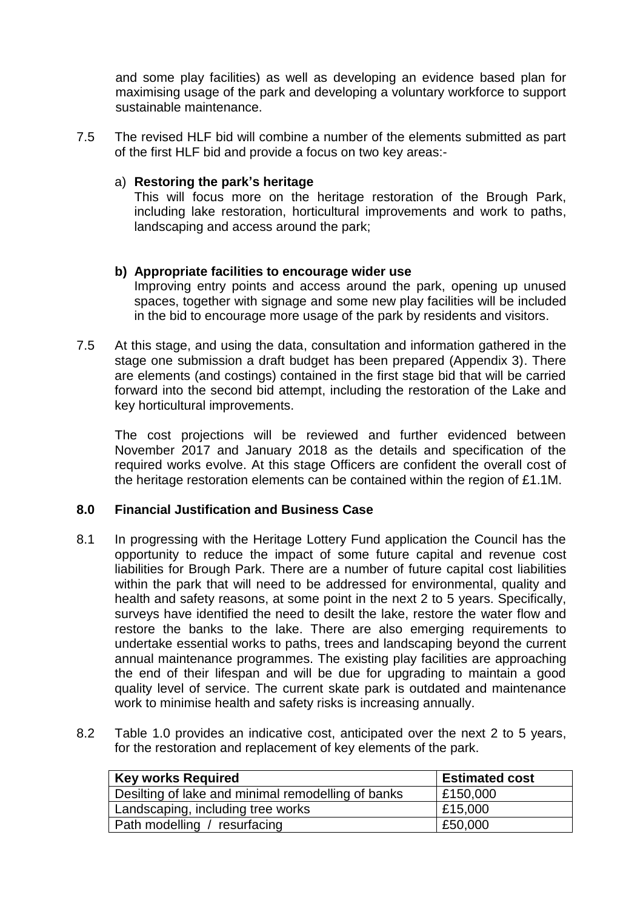and some play facilities) as well as developing an evidence based plan for maximising usage of the park and developing a voluntary workforce to support sustainable maintenance.

7.5 The revised HLF bid will combine a number of the elements submitted as part of the first HLF bid and provide a focus on two key areas:-

a) **Restoring the park's heritage**
This will focus more on the heritage restoration of the Brough Park, including lake restoration, horticultural improvements and work to paths, landscaping and access around the park;

**b) Appropriate facilities to encourage wider use**
Improving entry points and access around the park, opening up unused spaces, together with signage and some new play facilities will be included in the bid to encourage more usage of the park by residents and visitors.

7.5 At this stage, and using the data, consultation and information gathered in the stage one submission a draft budget has been prepared (Appendix 3). There are elements (and costings) contained in the first stage bid that will be carried forward into the second bid attempt, including the restoration of the Lake and key horticultural improvements.

The cost projections will be reviewed and further evidenced between November 2017 and January 2018 as the details and specification of the required works evolve. At this stage Officers are confident the overall cost of the heritage restoration elements can be contained within the region of £1.1M.

## 8.0 Financial Justification and Business Case

8.1 In progressing with the Heritage Lottery Fund application the Council has the opportunity to reduce the impact of some future capital and revenue cost liabilities for Brough Park. There are a number of future capital cost liabilities within the park that will need to be addressed for environmental, quality and health and safety reasons, at some point in the next 2 to 5 years. Specifically, surveys have identified the need to desilt the lake, restore the water flow and restore the banks to the lake. There are also emerging requirements to undertake essential works to paths, trees and landscaping beyond the current annual maintenance programmes. The existing play facilities are approaching the end of their lifespan and will be due for upgrading to maintain a good quality level of service. The current skate park is outdated and maintenance work to minimise health and safety risks is increasing annually.

8.2 Table 1.0 provides an indicative cost, anticipated over the next 2 to 5 years, for the restoration and replacement of key elements of the park.

| Key works Required | Estimated cost |
|---|---|
| Desilting of lake and minimal remodelling of banks | £150,000 |
| Landscaping, including tree works | £15,000 |
| Path modelling / resurfacing | £50,000 |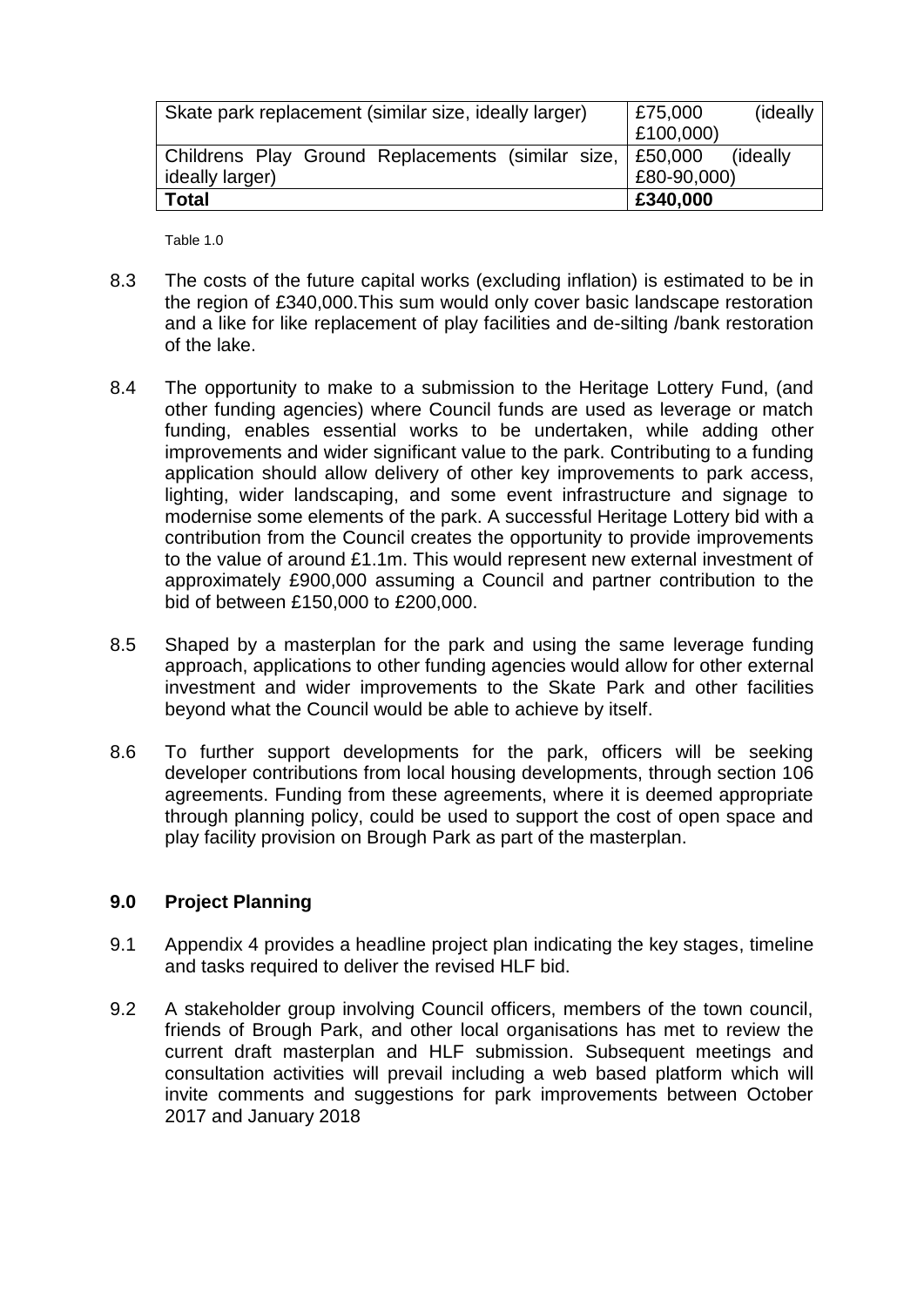| | |
|---|---|
| Skate park replacement (similar size, ideally larger) | £75,000 (ideally £100,000) |
| Childrens Play Ground Replacements (similar size, ideally larger) | £50,000 (ideally £80-90,000) |
| **Total** | **£340,000** |

Table 1.0

8.3 The costs of the future capital works (excluding inflation) is estimated to be in the region of £340,000.This sum would only cover basic landscape restoration and a like for like replacement of play facilities and de-silting /bank restoration of the lake.

8.4 The opportunity to make to a submission to the Heritage Lottery Fund, (and other funding agencies) where Council funds are used as leverage or match funding, enables essential works to be undertaken, while adding other improvements and wider significant value to the park. Contributing to a funding application should allow delivery of other key improvements to park access, lighting, wider landscaping, and some event infrastructure and signage to modernise some elements of the park. A successful Heritage Lottery bid with a contribution from the Council creates the opportunity to provide improvements to the value of around £1.1m. This would represent new external investment of approximately £900,000 assuming a Council and partner contribution to the bid of between £150,000 to £200,000.

8.5 Shaped by a masterplan for the park and using the same leverage funding approach, applications to other funding agencies would allow for other external investment and wider improvements to the Skate Park and other facilities beyond what the Council would be able to achieve by itself.

8.6 To further support developments for the park, officers will be seeking developer contributions from local housing developments, through section 106 agreements. Funding from these agreements, where it is deemed appropriate through planning policy, could be used to support the cost of open space and play facility provision on Brough Park as part of the masterplan.

## 9.0 Project Planning

9.1 Appendix 4 provides a headline project plan indicating the key stages, timeline and tasks required to deliver the revised HLF bid.

9.2 A stakeholder group involving Council officers, members of the town council, friends of Brough Park, and other local organisations has met to review the current draft masterplan and HLF submission. Subsequent meetings and consultation activities will prevail including a web based platform which will invite comments and suggestions for park improvements between October 2017 and January 2018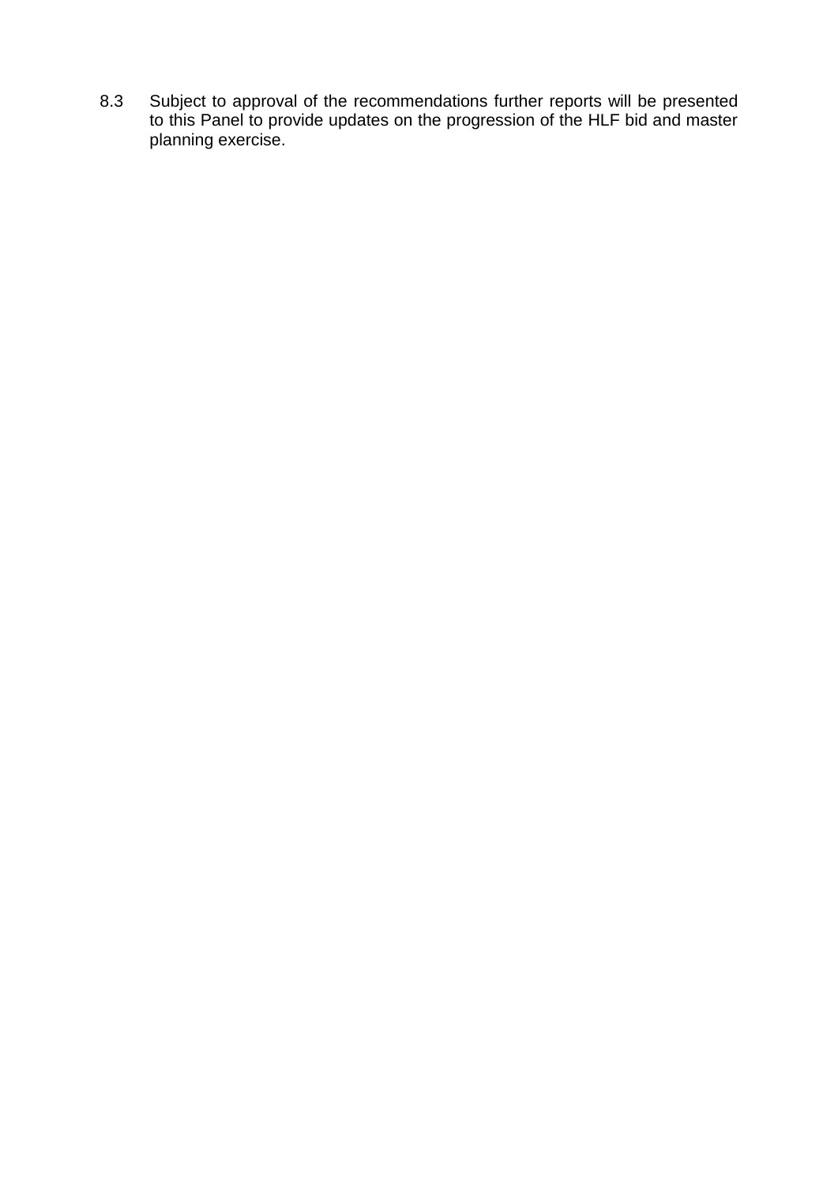8.3 Subject to approval of the recommendations further reports will be presented to this Panel to provide updates on the progression of the HLF bid and master planning exercise.